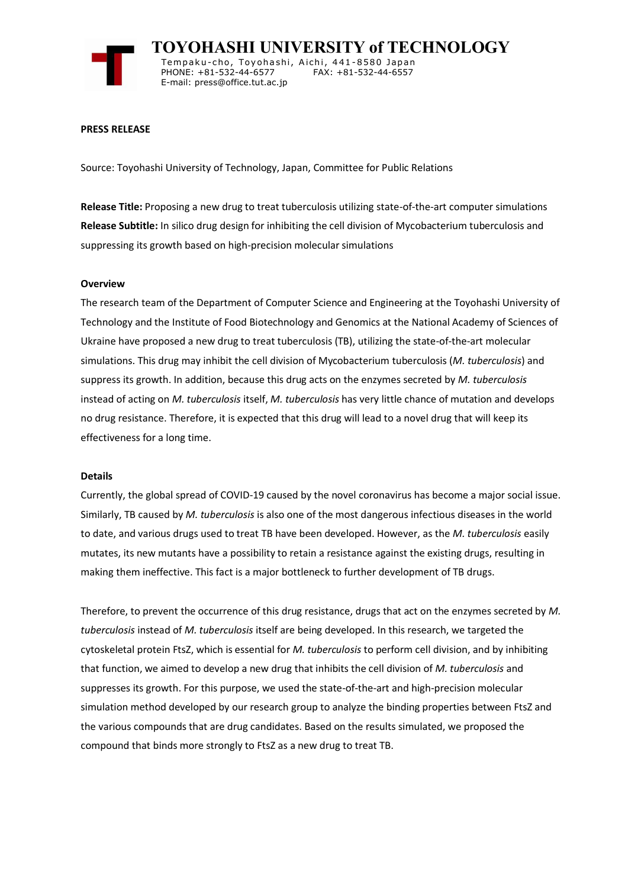# TOYOHASHI UNIVERSITY of TECHNOLOGY

Tempaku-cho, Toyohashi, Aichi, 441-8580 Japan
PHONE: +81-532-44-6577 FAX: +81-532-44-6557
E-mail: press@office.tut.ac.jp

**PRESS RELEASE**

Source: Toyohashi University of Technology, Japan, Committee for Public Relations

**Release Title:** Proposing a new drug to treat tuberculosis utilizing state-of-the-art computer simulations
**Release Subtitle:** In silico drug design for inhibiting the cell division of Mycobacterium tuberculosis and suppressing its growth based on high-precision molecular simulations

**Overview**

The research team of the Department of Computer Science and Engineering at the Toyohashi University of Technology and the Institute of Food Biotechnology and Genomics at the National Academy of Sciences of Ukraine have proposed a new drug to treat tuberculosis (TB), utilizing the state-of-the-art molecular simulations. This drug may inhibit the cell division of Mycobacterium tuberculosis (*M. tuberculosis*) and suppress its growth. In addition, because this drug acts on the enzymes secreted by *M. tuberculosis* instead of acting on *M. tuberculosis* itself, *M. tuberculosis* has very little chance of mutation and develops no drug resistance. Therefore, it is expected that this drug will lead to a novel drug that will keep its effectiveness for a long time.

**Details**

Currently, the global spread of COVID-19 caused by the novel coronavirus has become a major social issue. Similarly, TB caused by *M. tuberculosis* is also one of the most dangerous infectious diseases in the world to date, and various drugs used to treat TB have been developed. However, as the *M. tuberculosis* easily mutates, its new mutants have a possibility to retain a resistance against the existing drugs, resulting in making them ineffective. This fact is a major bottleneck to further development of TB drugs.

Therefore, to prevent the occurrence of this drug resistance, drugs that act on the enzymes secreted by *M. tuberculosis* instead of *M. tuberculosis* itself are being developed. In this research, we targeted the cytoskeletal protein FtsZ, which is essential for *M. tuberculosis* to perform cell division, and by inhibiting that function, we aimed to develop a new drug that inhibits the cell division of *M. tuberculosis* and suppresses its growth. For this purpose, we used the state-of-the-art and high-precision molecular simulation method developed by our research group to analyze the binding properties between FtsZ and the various compounds that are drug candidates. Based on the results simulated, we proposed the compound that binds more strongly to FtsZ as a new drug to treat TB.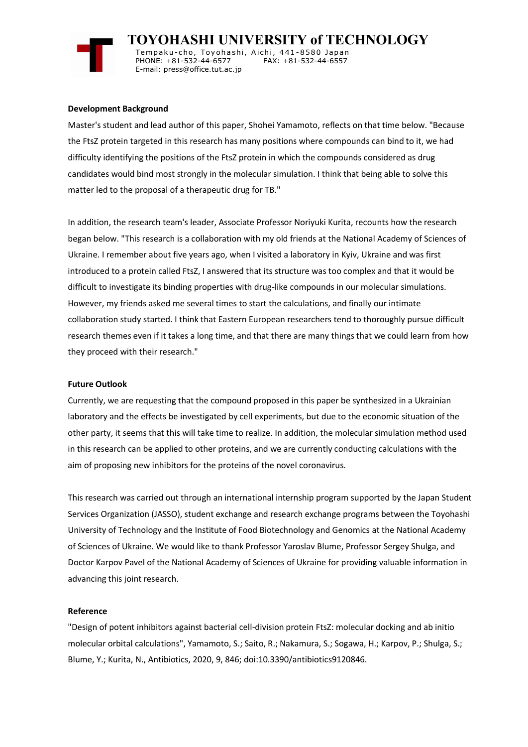### Development Background

Master's student and lead author of this paper, Shohei Yamamoto, reflects on that time below. "Because the FtsZ protein targeted in this research has many positions where compounds can bind to it, we had difficulty identifying the positions of the FtsZ protein in which the compounds considered as drug candidates would bind most strongly in the molecular simulation. I think that being able to solve this matter led to the proposal of a therapeutic drug for TB."

In addition, the research team's leader, Associate Professor Noriyuki Kurita, recounts how the research began below. "This research is a collaboration with my old friends at the National Academy of Sciences of Ukraine. I remember about five years ago, when I visited a laboratory in Kyiv, Ukraine and was first introduced to a protein called FtsZ, I answered that its structure was too complex and that it would be difficult to investigate its binding properties with drug-like compounds in our molecular simulations. However, my friends asked me several times to start the calculations, and finally our intimate collaboration study started. I think that Eastern European researchers tend to thoroughly pursue difficult research themes even if it takes a long time, and that there are many things that we could learn from how they proceed with their research."

### Future Outlook

Currently, we are requesting that the compound proposed in this paper be synthesized in a Ukrainian laboratory and the effects be investigated by cell experiments, but due to the economic situation of the other party, it seems that this will take time to realize. In addition, the molecular simulation method used in this research can be applied to other proteins, and we are currently conducting calculations with the aim of proposing new inhibitors for the proteins of the novel coronavirus.

This research was carried out through an international internship program supported by the Japan Student Services Organization (JASSO), student exchange and research exchange programs between the Toyohashi University of Technology and the Institute of Food Biotechnology and Genomics at the National Academy of Sciences of Ukraine. We would like to thank Professor Yaroslav Blume, Professor Sergey Shulga, and Doctor Karpov Pavel of the National Academy of Sciences of Ukraine for providing valuable information in advancing this joint research.

### Reference

"Design of potent inhibitors against bacterial cell-division protein FtsZ: molecular docking and ab initio molecular orbital calculations", Yamamoto, S.; Saito, R.; Nakamura, S.; Sogawa, H.; Karpov, P.; Shulga, S.; Blume, Y.; Kurita, N., Antibiotics, 2020, 9, 846; doi:10.3390/antibiotics9120846.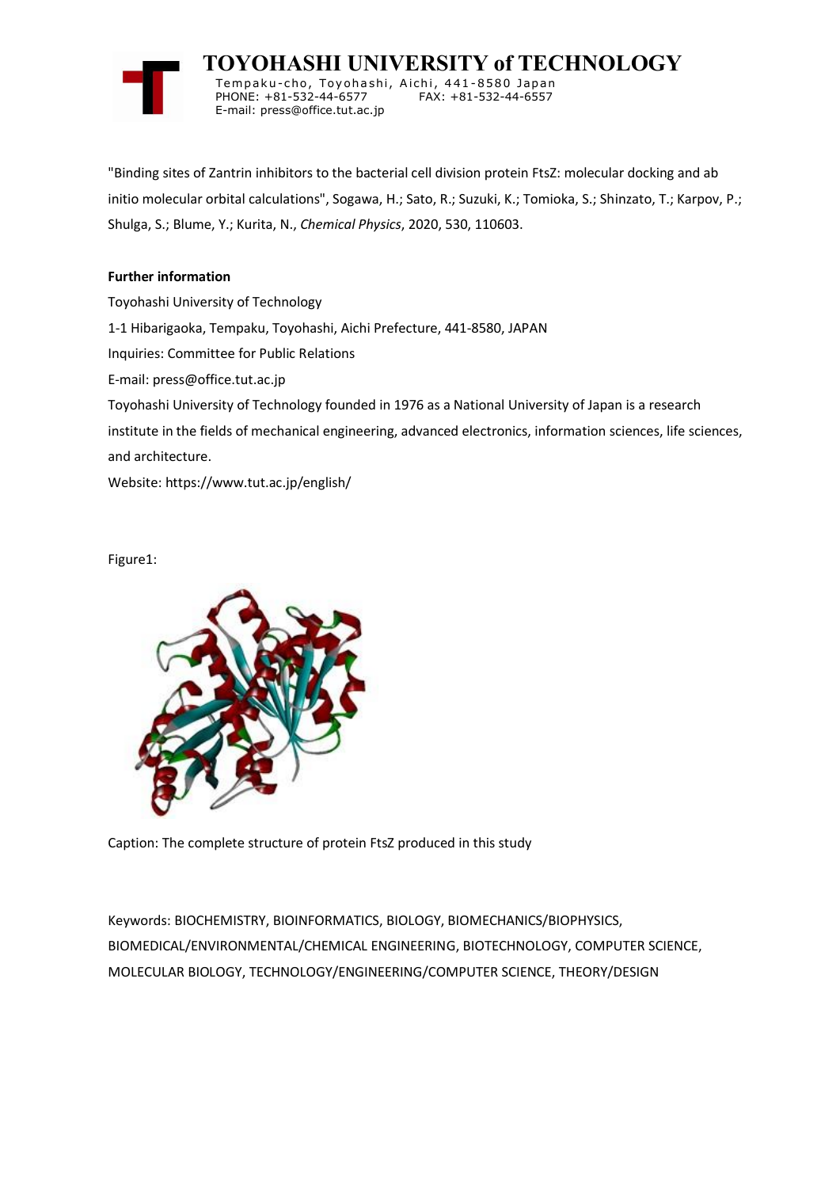# TOYOHASHI UNIVERSITY of TECHNOLOGY

Tempaku-cho, Toyohashi, Aichi, 441-8580 Japan
PHONE: +81-532-44-6577 FAX: +81-532-44-6557
E-mail: press@office.tut.ac.jp

"Binding sites of Zantrin inhibitors to the bacterial cell division protein FtsZ: molecular docking and ab initio molecular orbital calculations", Sogawa, H.; Sato, R.; Suzuki, K.; Tomioka, S.; Shinzato, T.; Karpov, P.; Shulga, S.; Blume, Y.; Kurita, N., *Chemical Physics*, 2020, 530, 110603.

**Further information**

Toyohashi University of Technology
1-1 Hibarigaoka, Tempaku, Toyohashi, Aichi Prefecture, 441-8580, JAPAN
Inquiries: Committee for Public Relations
E-mail: press@office.tut.ac.jp
Toyohashi University of Technology founded in 1976 as a National University of Japan is a research institute in the fields of mechanical engineering, advanced electronics, information sciences, life sciences, and architecture.
Website: https://www.tut.ac.jp/english/

Figure1:

Caption: The complete structure of protein FtsZ produced in this study

Keywords: BIOCHEMISTRY, BIOINFORMATICS, BIOLOGY, BIOMECHANICS/BIOPHYSICS, BIOMEDICAL/ENVIRONMENTAL/CHEMICAL ENGINEERING, BIOTECHNOLOGY, COMPUTER SCIENCE, MOLECULAR BIOLOGY, TECHNOLOGY/ENGINEERING/COMPUTER SCIENCE, THEORY/DESIGN